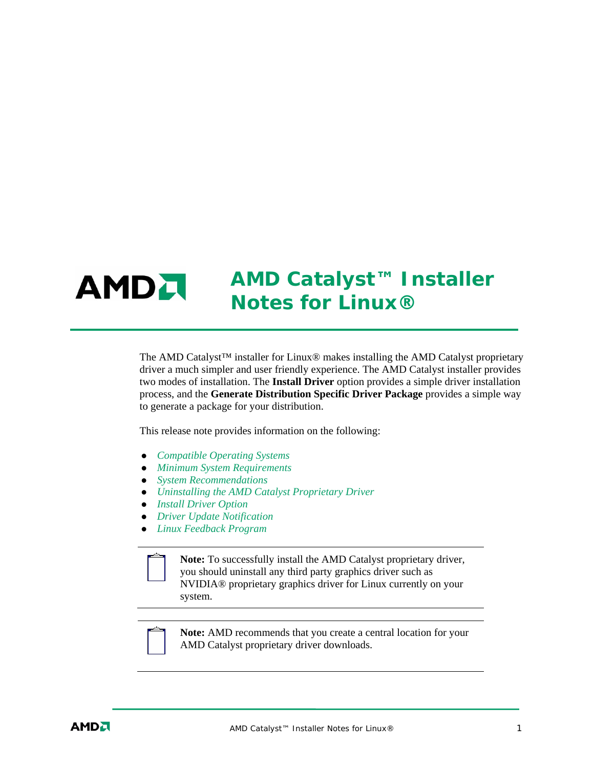# AMD Catalyst™ Installer Notes for Linux®

The AMD Catalyst™ installer for Linux® makes installing the AMD Catalyst proprietary driver a much simpler and user friendly experience. The AMD Catalyst installer provides two modes of installation. The **Install Driver** option provides a simple driver installation process, and the **Generate Distribution Specific Driver Package** provides a simple way to generate a package for your distribution.

This release note provides information on the following:

- *Compatible Operating Systems*
- *Minimum System Requirements*
- *System Recommendations*
- *Uninstalling the AMD Catalyst Proprietary Driver*
- *Install Driver Option*
- *Driver Update Notification*
- *Linux Feedback Program*

---

**Note:** To successfully install the AMD Catalyst proprietary driver, you should uninstall any third party graphics driver such as NVIDIA® proprietary graphics driver for Linux currently on your system.

---

**Note:** AMD recommends that you create a central location for your AMD Catalyst proprietary driver downloads.

---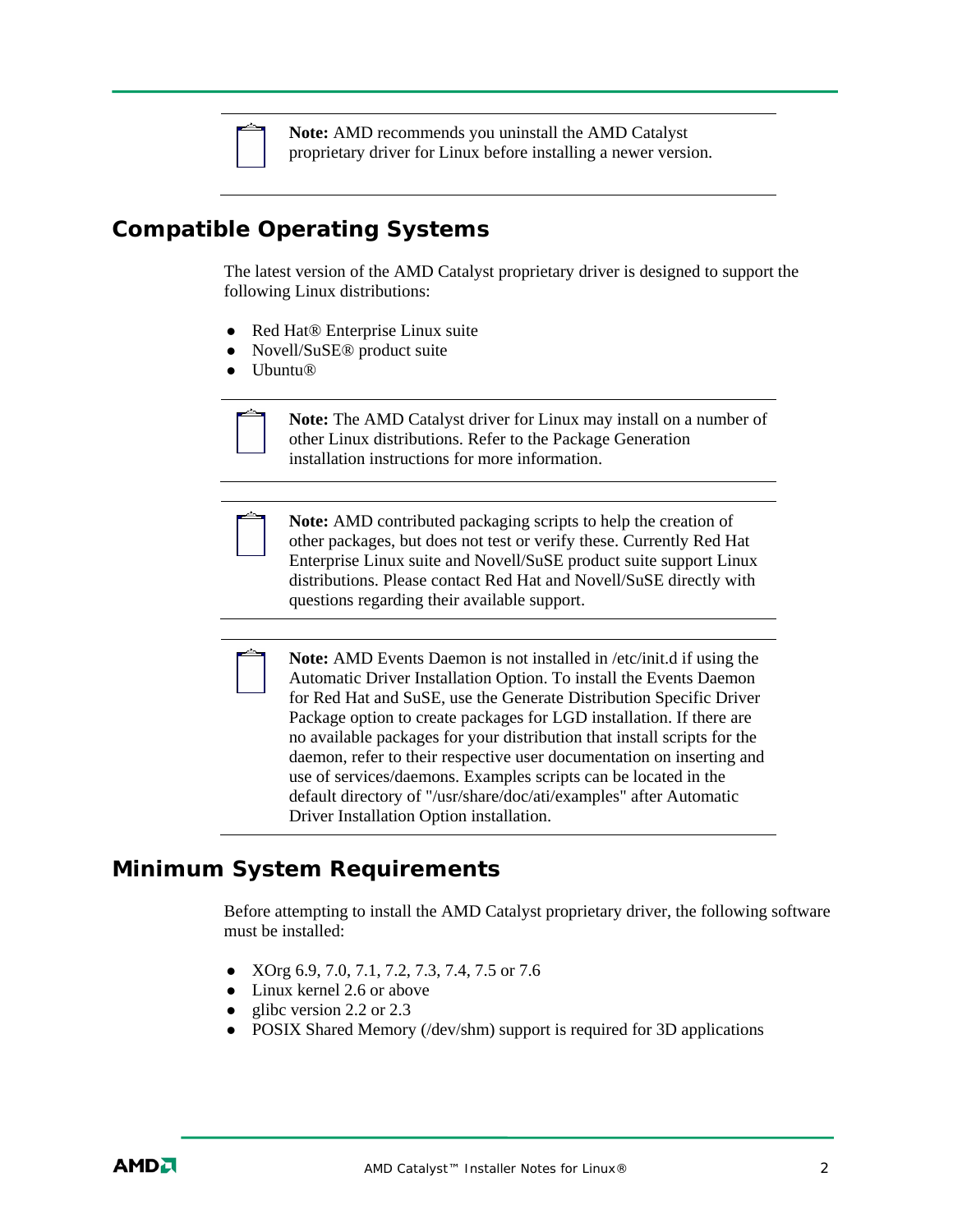> **Note:** AMD recommends you uninstall the AMD Catalyst proprietary driver for Linux before installing a newer version.

## Compatible Operating Systems

The latest version of the AMD Catalyst proprietary driver is designed to support the following Linux distributions:

- Red Hat® Enterprise Linux suite
- Novell/SuSE® product suite
- Ubuntu®

> **Note:** The AMD Catalyst driver for Linux may install on a number of other Linux distributions. Refer to the Package Generation installation instructions for more information.

> **Note:** AMD contributed packaging scripts to help the creation of other packages, but does not test or verify these. Currently Red Hat Enterprise Linux suite and Novell/SuSE product suite support Linux distributions. Please contact Red Hat and Novell/SuSE directly with questions regarding their available support.

> **Note:** AMD Events Daemon is not installed in /etc/init.d if using the Automatic Driver Installation Option. To install the Events Daemon for Red Hat and SuSE, use the Generate Distribution Specific Driver Package option to create packages for LGD installation. If there are no available packages for your distribution that install scripts for the daemon, refer to their respective user documentation on inserting and use of services/daemons. Examples scripts can be located in the default directory of "/usr/share/doc/ati/examples" after Automatic Driver Installation Option installation.

## Minimum System Requirements

Before attempting to install the AMD Catalyst proprietary driver, the following software must be installed:

- XOrg 6.9, 7.0, 7.1, 7.2, 7.3, 7.4, 7.5 or 7.6
- Linux kernel 2.6 or above
- glibc version 2.2 or 2.3
- POSIX Shared Memory (/dev/shm) support is required for 3D applications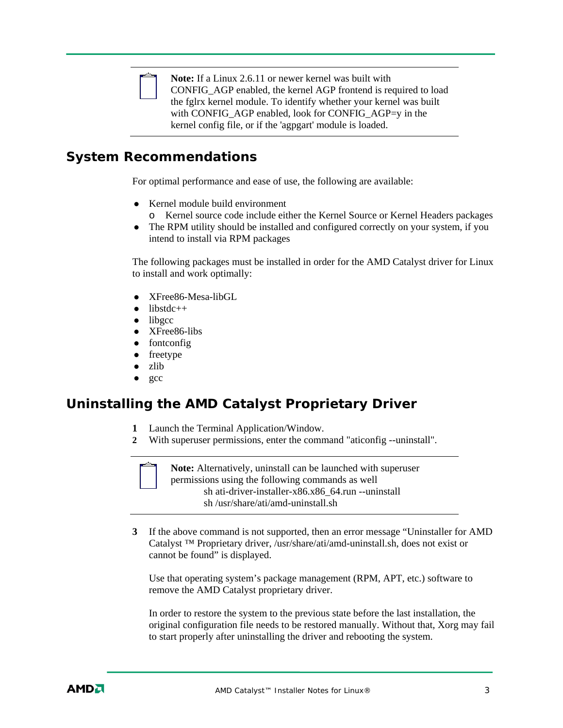> **Note:** If a Linux 2.6.11 or newer kernel was built with CONFIG_AGP enabled, the kernel AGP frontend is required to load the fglrx kernel module. To identify whether your kernel was built with CONFIG_AGP enabled, look for CONFIG_AGP=y in the kernel config file, or if the 'agpgart' module is loaded.

## System Recommendations

For optimal performance and ease of use, the following are available:

- Kernel module build environment
  - Kernel source code include either the Kernel Source or Kernel Headers packages
- The RPM utility should be installed and configured correctly on your system, if you intend to install via RPM packages

The following packages must be installed in order for the AMD Catalyst driver for Linux to install and work optimally:

- XFree86-Mesa-libGL
- libstdc++
- libgcc
- XFree86-libs
- fontconfig
- freetype
- zlib
- gcc

## Uninstalling the AMD Catalyst Proprietary Driver

1. Launch the Terminal Application/Window.
2. With superuser permissions, enter the command "aticonfig --uninstall".

> **Note:** Alternatively, uninstall can be launched with superuser permissions using the following commands as well
>
> sh ati-driver-installer-x86.x86_64.run --uninstall
>
> sh /usr/share/ati/amd-uninstall.sh

3. If the above command is not supported, then an error message "Uninstaller for AMD Catalyst ™ Proprietary driver, /usr/share/ati/amd-uninstall.sh, does not exist or cannot be found" is displayed.

   Use that operating system's package management (RPM, APT, etc.) software to remove the AMD Catalyst proprietary driver.

   In order to restore the system to the previous state before the last installation, the original configuration file needs to be restored manually. Without that, Xorg may fail to start properly after uninstalling the driver and rebooting the system.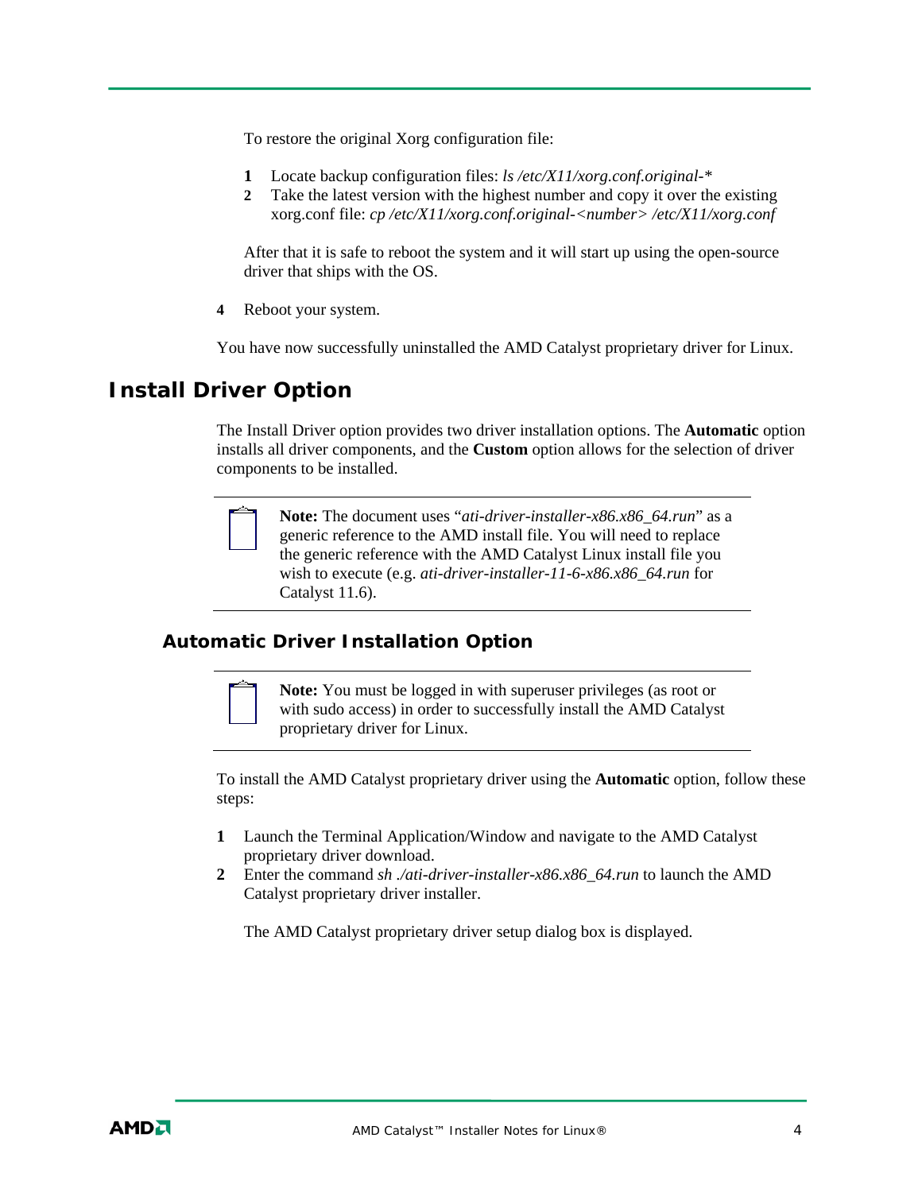To restore the original Xorg configuration file:

1. Locate backup configuration files: *ls /etc/X11/xorg.conf.original-**
2. Take the latest version with the highest number and copy it over the existing xorg.conf file: *cp /etc/X11/xorg.conf.original-<number> /etc/X11/xorg.conf*

After that it is safe to reboot the system and it will start up using the open-source driver that ships with the OS.

4. Reboot your system.

You have now successfully uninstalled the AMD Catalyst proprietary driver for Linux.

# Install Driver Option

The Install Driver option provides two driver installation options. The **Automatic** option installs all driver components, and the **Custom** option allows for the selection of driver components to be installed.

> **Note:** The document uses "*ati-driver-installer-x86.x86_64.run*" as a generic reference to the AMD install file. You will need to replace the generic reference with the AMD Catalyst Linux install file you wish to execute (e.g. *ati-driver-installer-11-6-x86.x86_64.run* for Catalyst 11.6).

## Automatic Driver Installation Option

> **Note:** You must be logged in with superuser privileges (as root or with sudo access) in order to successfully install the AMD Catalyst proprietary driver for Linux.

To install the AMD Catalyst proprietary driver using the **Automatic** option, follow these steps:

1. Launch the Terminal Application/Window and navigate to the AMD Catalyst proprietary driver download.
2. Enter the command *sh ./ati-driver-installer-x86.x86_64.run* to launch the AMD Catalyst proprietary driver installer.

   The AMD Catalyst proprietary driver setup dialog box is displayed.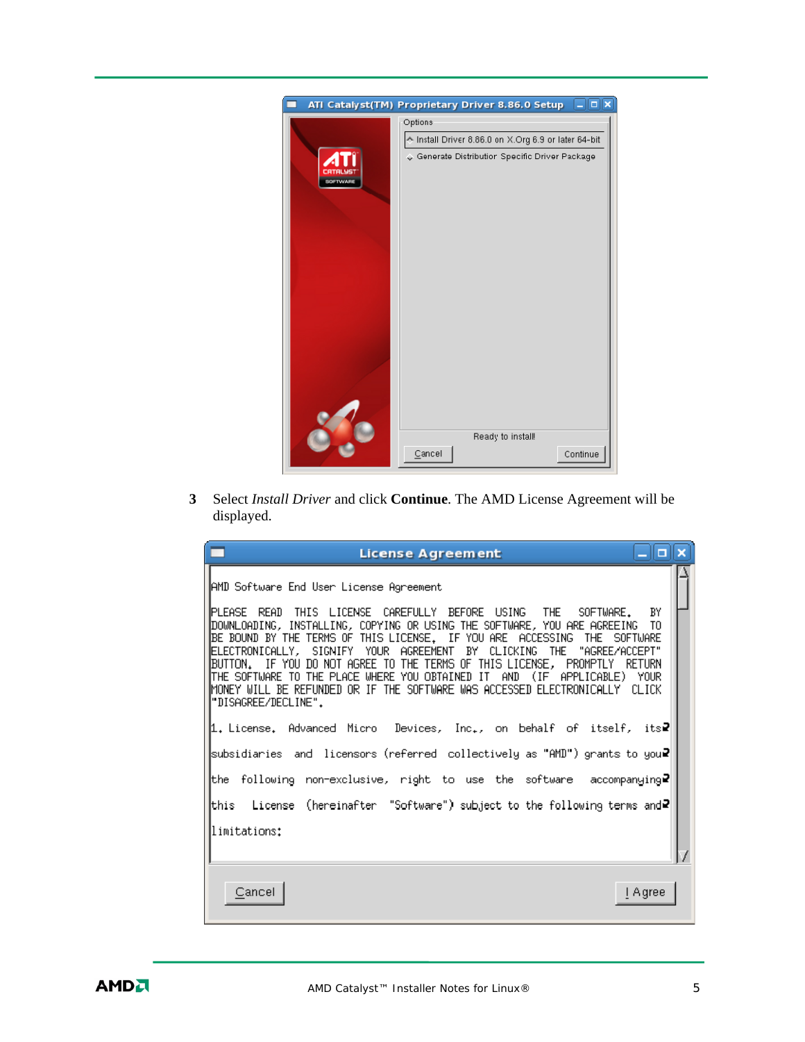3 Select *Install Driver* and click **Continue**. The AMD License Agreement will be displayed.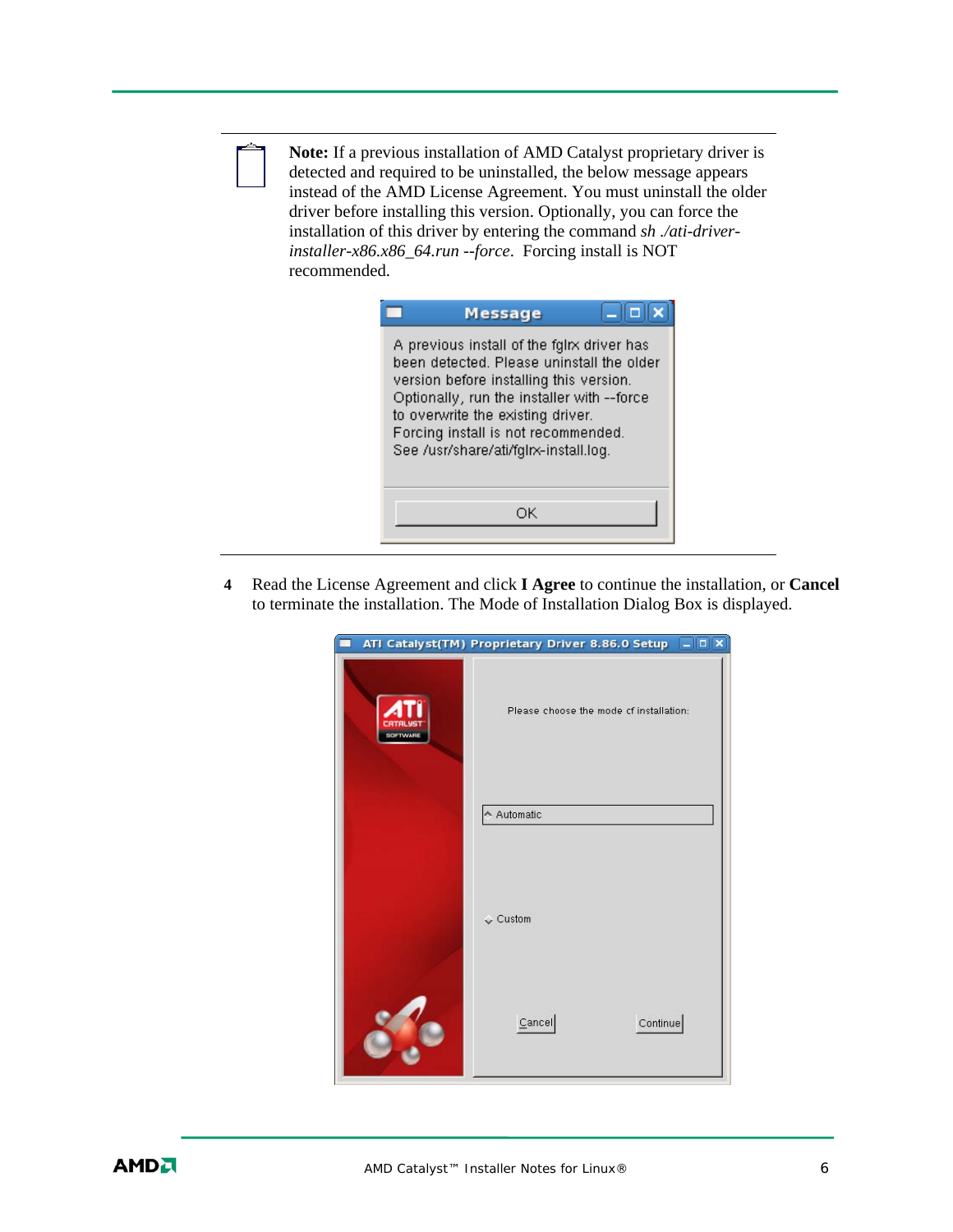**Note:** If a previous installation of AMD Catalyst proprietary driver is detected and required to be uninstalled, the below message appears instead of the AMD License Agreement. You must uninstall the older driver before installing this version. Optionally, you can force the installation of this driver by entering the command *sh ./ati-driver-installer-x86.x86_64.run --force*. Forcing install is NOT recommended.

4 Read the License Agreement and click **I Agree** to continue the installation, or **Cancel** to terminate the installation. The Mode of Installation Dialog Box is displayed.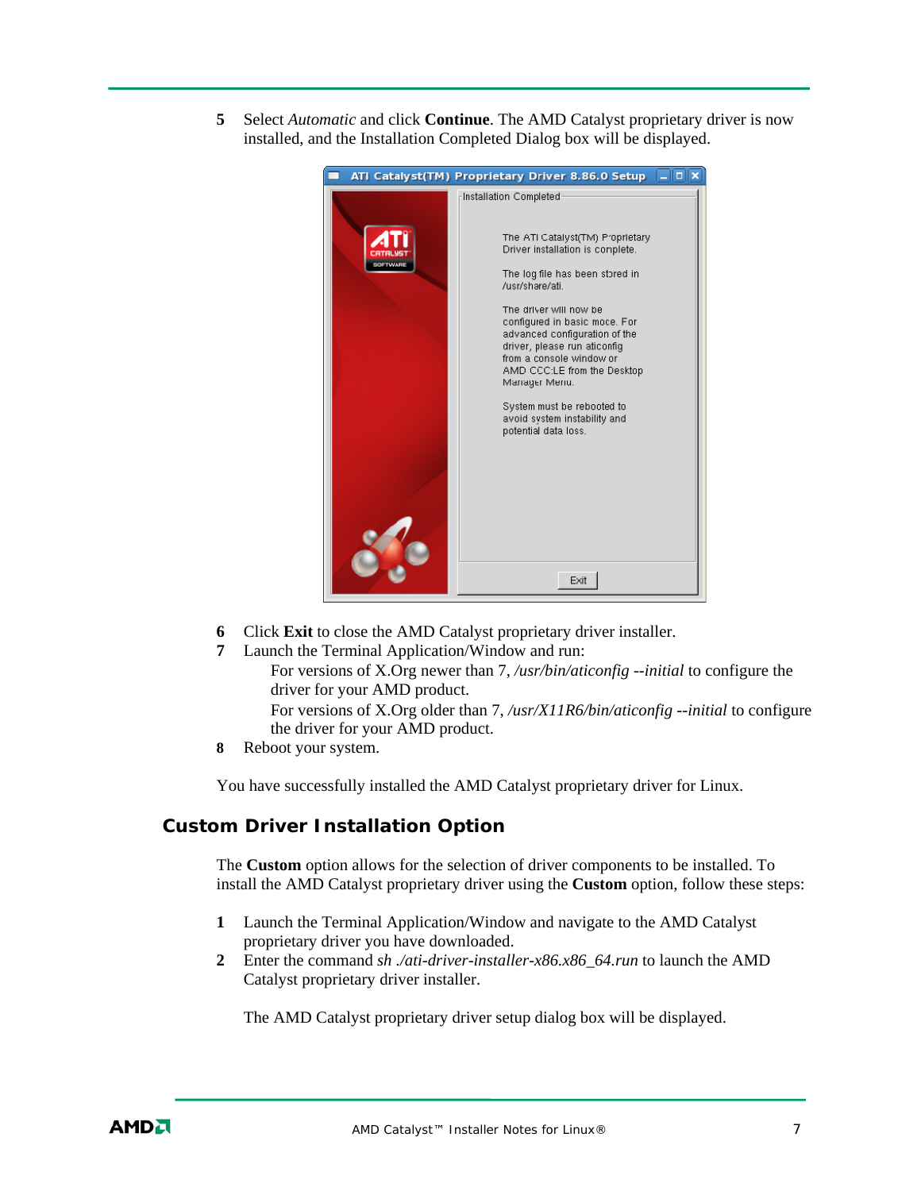5 Select *Automatic* and click **Continue**. The AMD Catalyst proprietary driver is now installed, and the Installation Completed Dialog box will be displayed.

6 Click **Exit** to close the AMD Catalyst proprietary driver installer.

7 Launch the Terminal Application/Window and run:

For versions of X.Org newer than 7, */usr/bin/aticonfig --initial* to configure the driver for your AMD product.

For versions of X.Org older than 7, */usr/X11R6/bin/aticonfig --initial* to configure the driver for your AMD product.

8 Reboot your system.

You have successfully installed the AMD Catalyst proprietary driver for Linux.

## Custom Driver Installation Option

The **Custom** option allows for the selection of driver components to be installed. To install the AMD Catalyst proprietary driver using the **Custom** option, follow these steps:

1 Launch the Terminal Application/Window and navigate to the AMD Catalyst proprietary driver you have downloaded.

2 Enter the command *sh ./ati-driver-installer-x86.x86_64.run* to launch the AMD Catalyst proprietary driver installer.

The AMD Catalyst proprietary driver setup dialog box will be displayed.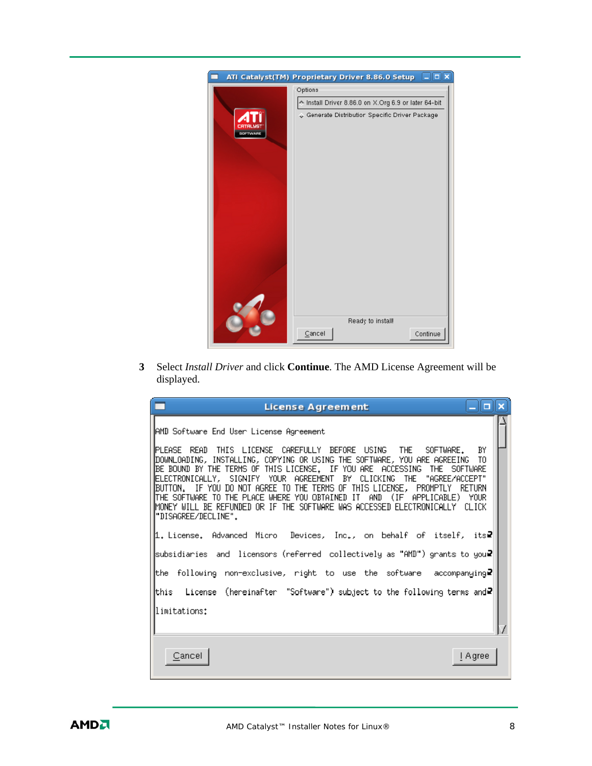3 Select *Install Driver* and click **Continue**. The AMD License Agreement will be displayed.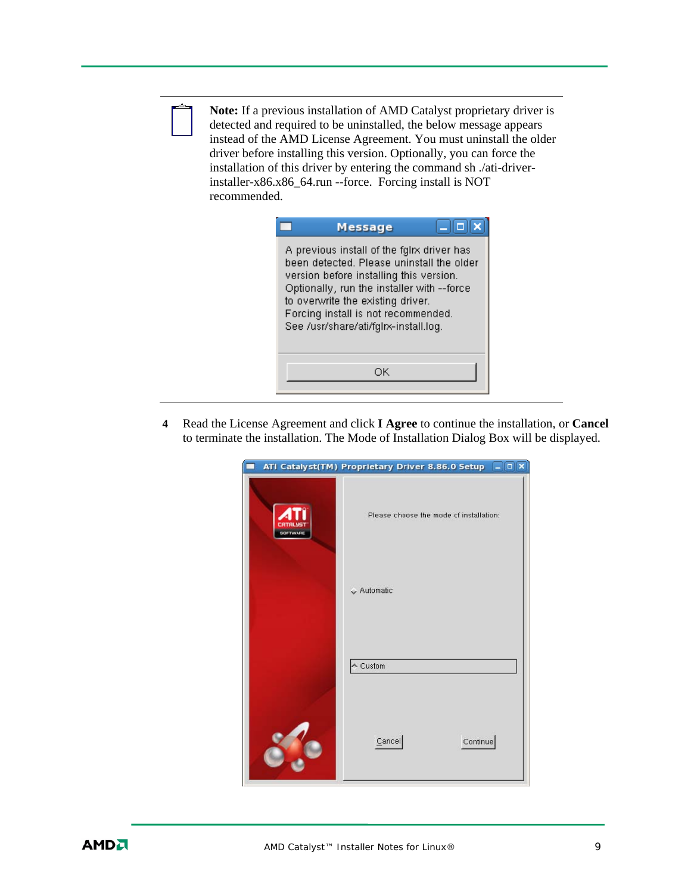**Note:** If a previous installation of AMD Catalyst proprietary driver is detected and required to be uninstalled, the below message appears instead of the AMD License Agreement. You must uninstall the older driver before installing this version. Optionally, you can force the installation of this driver by entering the command sh ./ati-driver-installer-x86.x86_64.run --force. Forcing install is NOT recommended.

4 Read the License Agreement and click **I Agree** to continue the installation, or **Cancel** to terminate the installation. The Mode of Installation Dialog Box will be displayed.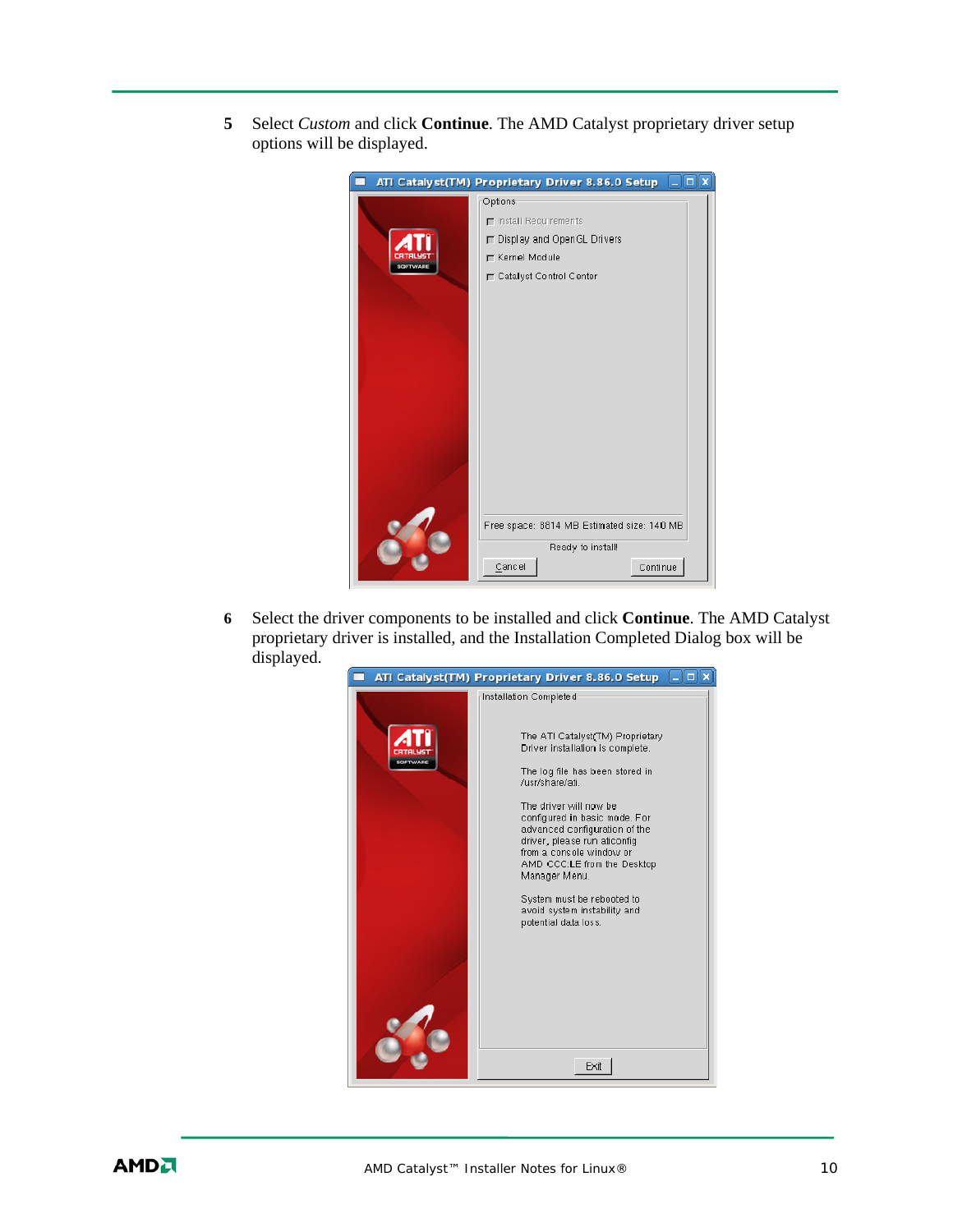5 Select *Custom* and click **Continue**. The AMD Catalyst proprietary driver setup options will be displayed.

6 Select the driver components to be installed and click **Continue**. The AMD Catalyst proprietary driver is installed, and the Installation Completed Dialog box will be displayed.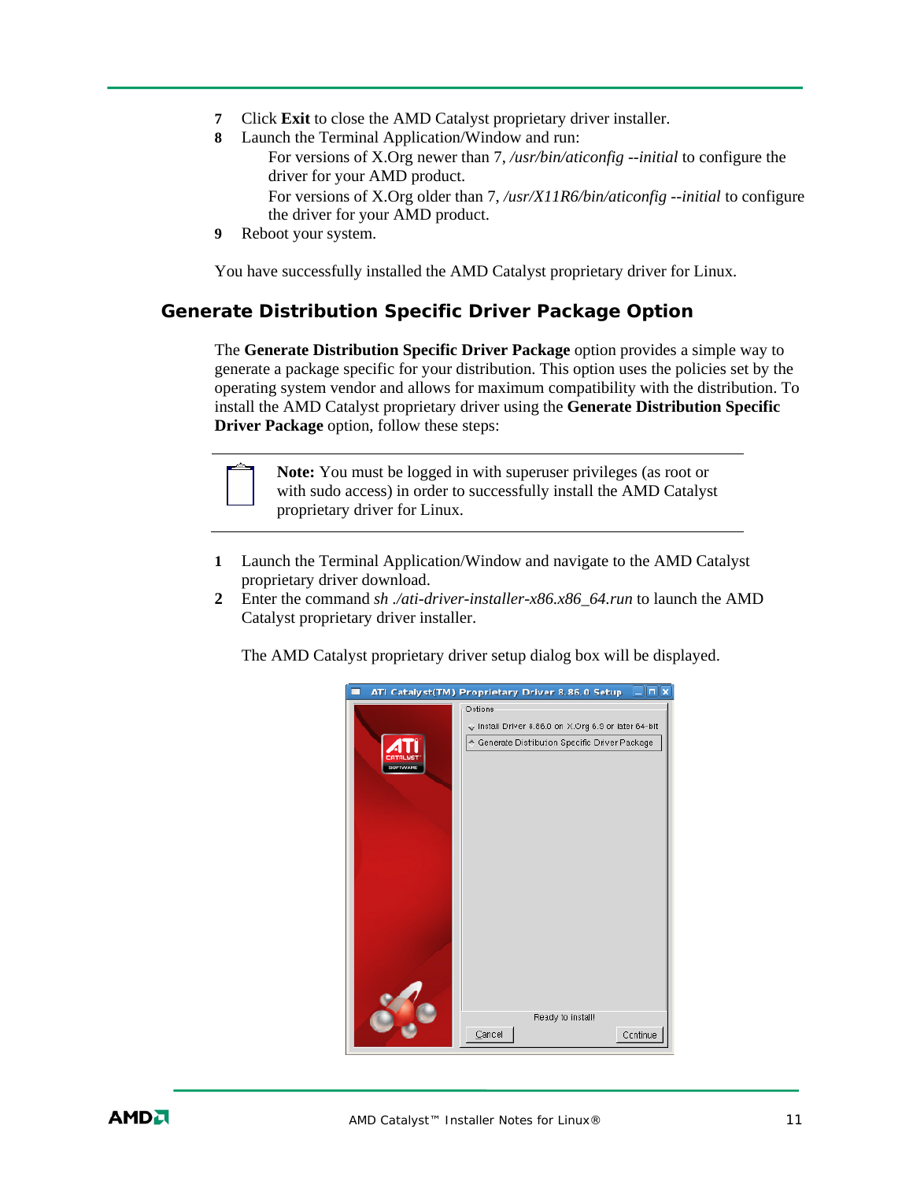7. Click **Exit** to close the AMD Catalyst proprietary driver installer.
8. Launch the Terminal Application/Window and run:

   For versions of X.Org newer than 7, */usr/bin/aticonfig --initial* to configure the driver for your AMD product.

   For versions of X.Org older than 7, */usr/X11R6/bin/aticonfig --initial* to configure the driver for your AMD product.
9. Reboot your system.

You have successfully installed the AMD Catalyst proprietary driver for Linux.

## Generate Distribution Specific Driver Package Option

The **Generate Distribution Specific Driver Package** option provides a simple way to generate a package specific for your distribution. This option uses the policies set by the operating system vendor and allows for maximum compatibility with the distribution. To install the AMD Catalyst proprietary driver using the **Generate Distribution Specific Driver Package** option, follow these steps:

**Note:** You must be logged in with superuser privileges (as root or with sudo access) in order to successfully install the AMD Catalyst proprietary driver for Linux.

1. Launch the Terminal Application/Window and navigate to the AMD Catalyst proprietary driver download.
2. Enter the command *sh ./ati-driver-installer-x86.x86_64.run* to launch the AMD Catalyst proprietary driver installer.

   The AMD Catalyst proprietary driver setup dialog box will be displayed.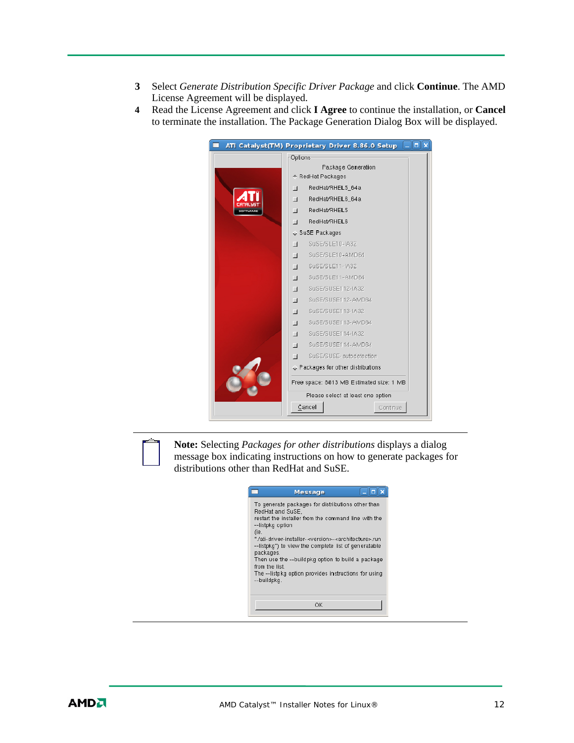3. Select *Generate Distribution Specific Driver Package* and click **Continue**. The AMD License Agreement will be displayed.
4. Read the License Agreement and click **I Agree** to continue the installation, or **Cancel** to terminate the installation. The Package Generation Dialog Box will be displayed.

**Note:** Selecting *Packages for other distributions* displays a dialog message box indicating instructions on how to generate packages for distributions other than RedHat and SuSE.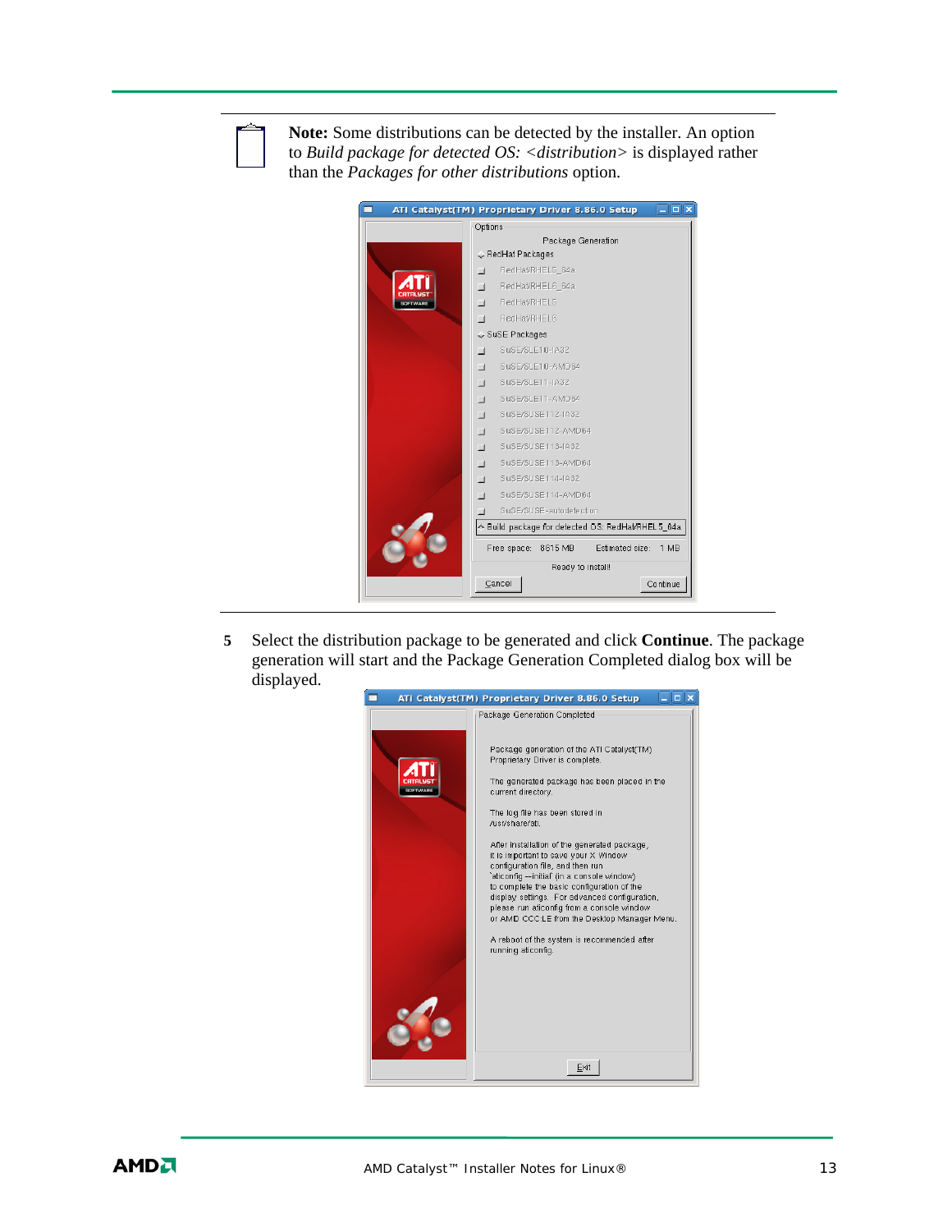**Note:** Some distributions can be detected by the installer. An option to *Build package for detected OS: <distribution>* is displayed rather than the *Packages for other distributions* option.

5 Select the distribution package to be generated and click **Continue**. The package generation will start and the Package Generation Completed dialog box will be displayed.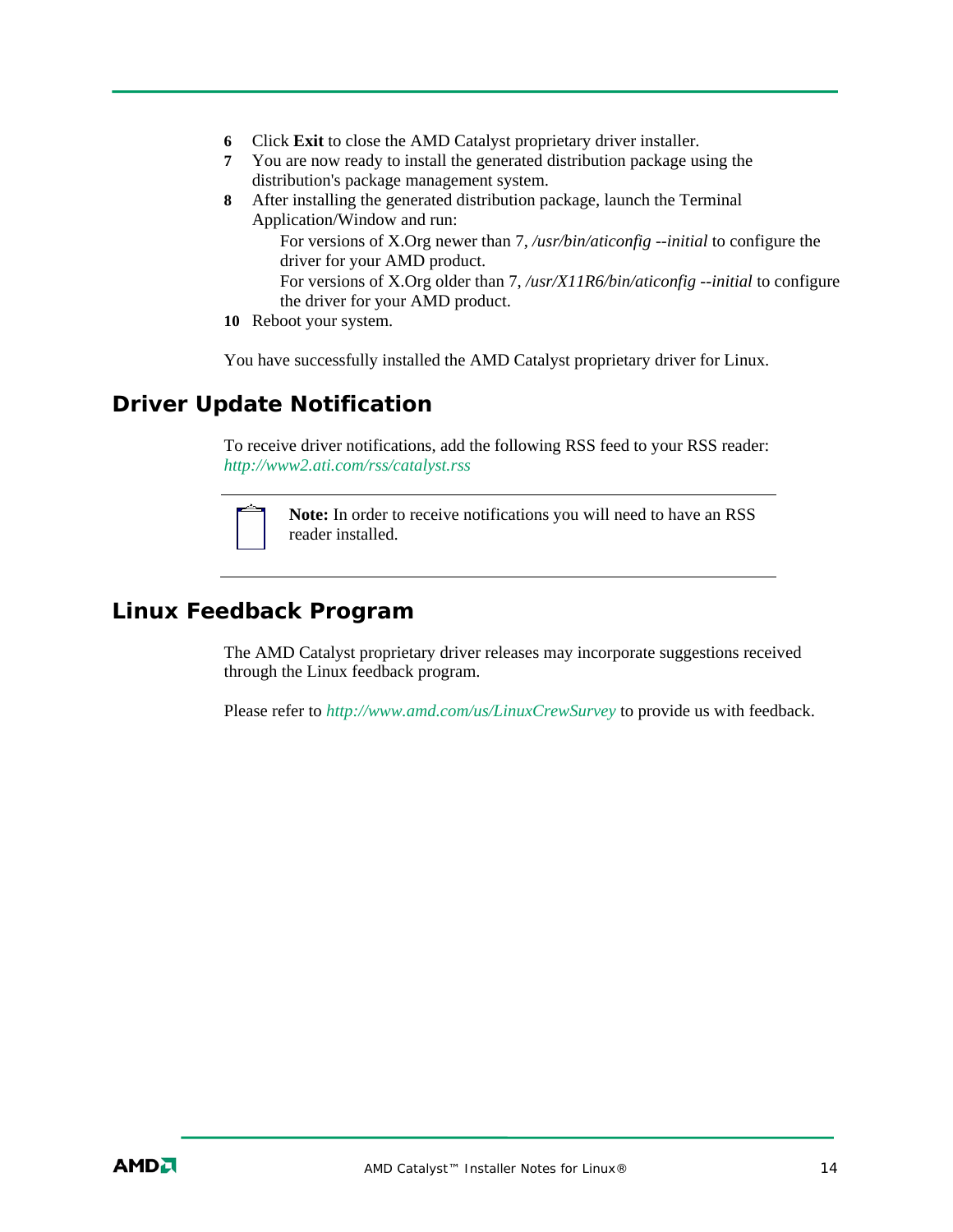6. Click **Exit** to close the AMD Catalyst proprietary driver installer.
7. You are now ready to install the generated distribution package using the distribution's package management system.
8. After installing the generated distribution package, launch the Terminal Application/Window and run:

   For versions of X.Org newer than 7, */usr/bin/aticonfig --initial* to configure the driver for your AMD product.

   For versions of X.Org older than 7, */usr/X11R6/bin/aticonfig --initial* to configure the driver for your AMD product.
10. Reboot your system.

You have successfully installed the AMD Catalyst proprietary driver for Linux.

## Driver Update Notification

To receive driver notifications, add the following RSS feed to your RSS reader: *http://www2.ati.com/rss/catalyst.rss*

**Note:** In order to receive notifications you will need to have an RSS reader installed.

## Linux Feedback Program

The AMD Catalyst proprietary driver releases may incorporate suggestions received through the Linux feedback program.

Please refer to *http://www.amd.com/us/LinuxCrewSurvey* to provide us with feedback.